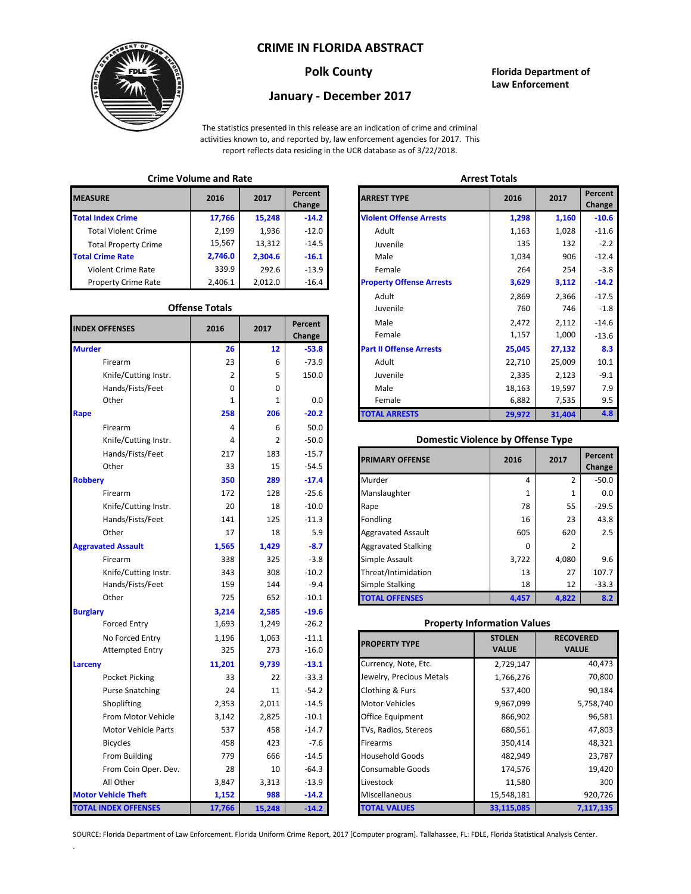# CRIME IN FLORIDA ABSTRACT

## Polk County

## January - December 2017

**Florida Department of Law Enforcement**

The statistics presented in this release are an indication of crime and criminal activities known to, and reported by, law enforcement agencies for 2017. This report reflects data residing in the UCR database as of 3/22/2018.

### Crime Volume and Rate

| MEASURE | 2016 | 2017 | Percent Change |
|---|---|---|---|
| **Total Index Crime** | **17,766** | **15,248** | **-14.2** |
| Total Violent Crime | 2,199 | 1,936 | -12.0 |
| Total Property Crime | 15,567 | 13,312 | -14.5 |
| **Total Crime Rate** | **2,746.0** | **2,304.6** | **-16.1** |
| Violent Crime Rate | 339.9 | 292.6 | -13.9 |
| Property Crime Rate | 2,406.1 | 2,012.0 | -16.4 |

### Offense Totals

| INDEX OFFENSES | 2016 | 2017 | Percent Change |
|---|---|---|---|
| **Murder** | **26** | **12** | **-53.8** |
| Firearm | 23 | 6 | -73.9 |
| Knife/Cutting Instr. | 2 | 5 | 150.0 |
| Hands/Fists/Feet | 0 | 0 | |
| Other | 1 | 1 | 0.0 |
| **Rape** | **258** | **206** | **-20.2** |
| Firearm | 4 | 6 | 50.0 |
| Knife/Cutting Instr. | 4 | 2 | -50.0 |
| Hands/Fists/Feet | 217 | 183 | -15.7 |
| Other | 33 | 15 | -54.5 |
| **Robbery** | **350** | **289** | **-17.4** |
| Firearm | 172 | 128 | -25.6 |
| Knife/Cutting Instr. | 20 | 18 | -10.0 |
| Hands/Fists/Feet | 141 | 125 | -11.3 |
| Other | 17 | 18 | 5.9 |
| **Aggravated Assault** | **1,565** | **1,429** | **-8.7** |
| Firearm | 338 | 325 | -3.8 |
| Knife/Cutting Instr. | 343 | 308 | -10.2 |
| Hands/Fists/Feet | 159 | 144 | -9.4 |
| Other | 725 | 652 | -10.1 |
| **Burglary** | **3,214** | **2,585** | **-19.6** |
| Forced Entry | 1,693 | 1,249 | -26.2 |
| No Forced Entry | 1,196 | 1,063 | -11.1 |
| Attempted Entry | 325 | 273 | -16.0 |
| **Larceny** | **11,201** | **9,739** | **-13.1** |
| Pocket Picking | 33 | 22 | -33.3 |
| Purse Snatching | 24 | 11 | -54.2 |
| Shoplifting | 2,353 | 2,011 | -14.5 |
| From Motor Vehicle | 3,142 | 2,825 | -10.1 |
| Motor Vehicle Parts | 537 | 458 | -14.7 |
| Bicycles | 458 | 423 | -7.6 |
| From Building | 779 | 666 | -14.5 |
| From Coin Oper. Dev. | 28 | 10 | -64.3 |
| All Other | 3,847 | 3,313 | -13.9 |
| **Motor Vehicle Theft** | **1,152** | **988** | **-14.2** |
| **TOTAL INDEX OFFENSES** | **17,766** | **15,248** | **-14.2** |

### Arrest Totals

| ARREST TYPE | 2016 | 2017 | Percent Change |
|---|---|---|---|
| **Violent Offense Arrests** | **1,298** | **1,160** | **-10.6** |
| Adult | 1,163 | 1,028 | -11.6 |
| Juvenile | 135 | 132 | -2.2 |
| Male | 1,034 | 906 | -12.4 |
| Female | 264 | 254 | -3.8 |
| **Property Offense Arrests** | **3,629** | **3,112** | **-14.2** |
| Adult | 2,869 | 2,366 | -17.5 |
| Juvenile | 760 | 746 | -1.8 |
| Male | 2,472 | 2,112 | -14.6 |
| Female | 1,157 | 1,000 | -13.6 |
| **Part II Offense Arrests** | **25,045** | **27,132** | **8.3** |
| Adult | 22,710 | 25,009 | 10.1 |
| Juvenile | 2,335 | 2,123 | -9.1 |
| Male | 18,163 | 19,597 | 7.9 |
| Female | 6,882 | 7,535 | 9.5 |
| **TOTAL ARRESTS** | **29,972** | **31,404** | **4.8** |

### Domestic Violence by Offense Type

| PRIMARY OFFENSE | 2016 | 2017 | Percent Change |
|---|---|---|---|
| Murder | 4 | 2 | -50.0 |
| Manslaughter | 1 | 1 | 0.0 |
| Rape | 78 | 55 | -29.5 |
| Fondling | 16 | 23 | 43.8 |
| Aggravated Assault | 605 | 620 | 2.5 |
| Aggravated Stalking | 0 | 2 | |
| Simple Assault | 3,722 | 4,080 | 9.6 |
| Threat/Intimidation | 13 | 27 | 107.7 |
| Simple Stalking | 18 | 12 | -33.3 |
| **TOTAL OFFENSES** | **4,457** | **4,822** | **8.2** |

### Property Information Values

| PROPERTY TYPE | STOLEN VALUE | RECOVERED VALUE |
|---|---|---|
| Currency, Note, Etc. | 2,729,147 | 40,473 |
| Jewelry, Precious Metals | 1,766,276 | 70,800 |
| Clothing & Furs | 537,400 | 90,184 |
| Motor Vehicles | 9,967,099 | 5,758,740 |
| Office Equipment | 866,902 | 96,581 |
| TVs, Radios, Stereos | 680,561 | 47,803 |
| Firearms | 350,414 | 48,321 |
| Household Goods | 482,949 | 23,787 |
| Consumable Goods | 174,576 | 19,420 |
| Livestock | 11,580 | 300 |
| Miscellaneous | 15,548,181 | 920,726 |
| **TOTAL VALUES** | **33,115,085** | **7,117,135** |

SOURCE: Florida Department of Law Enforcement. Florida Uniform Crime Report, 2017 [Computer program]. Tallahassee, FL: FDLE, Florida Statistical Analysis Center.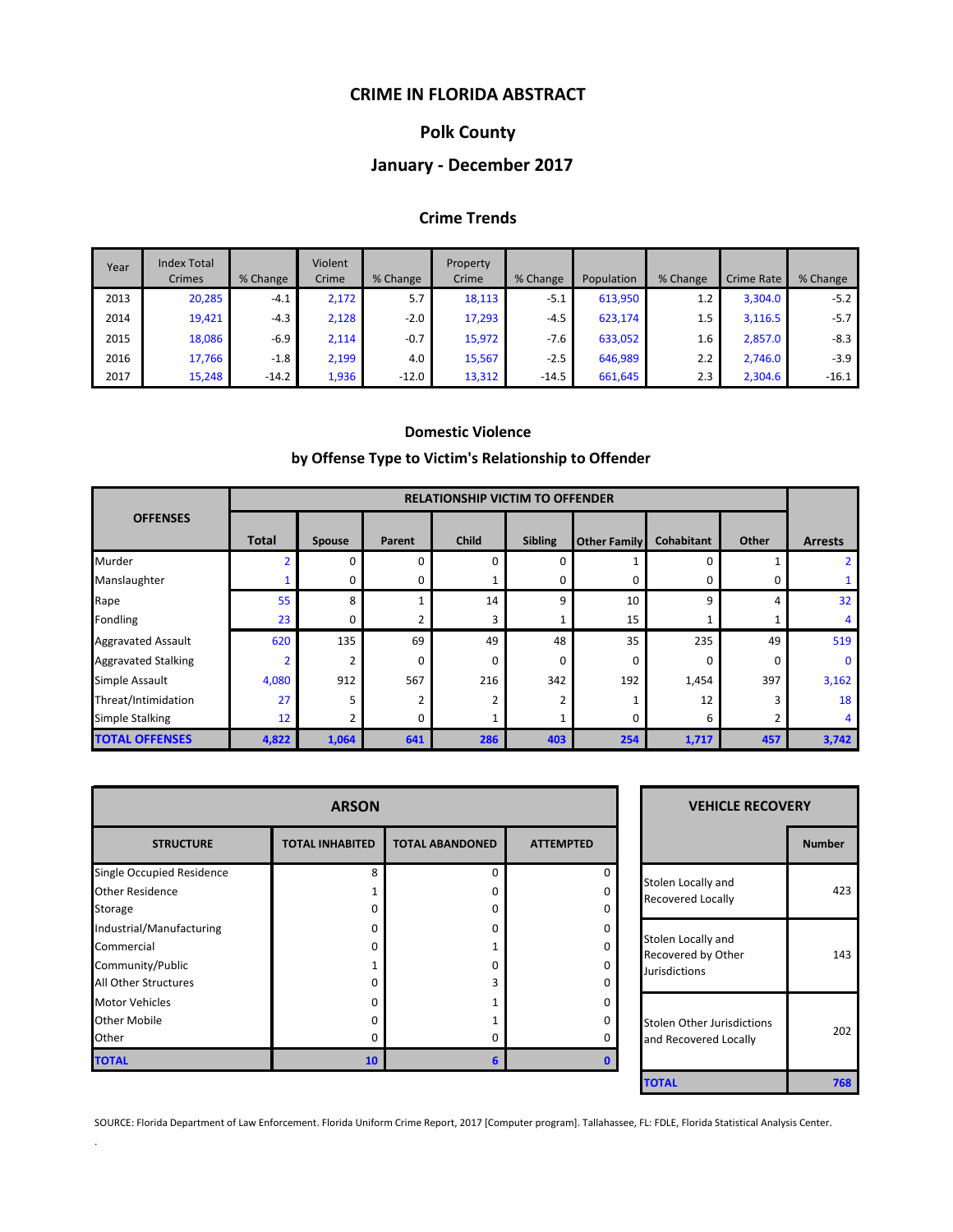# CRIME IN FLORIDA ABSTRACT

## Polk County

## January - December 2017

### Crime Trends

| Year | Index Total Crimes | % Change | Violent Crime | % Change | Property Crime | % Change | Population | % Change | Crime Rate | % Change |
|---|---|---|---|---|---|---|---|---|---|---|
| 2013 | 20,285 | -4.1 | 2,172 | 5.7 | 18,113 | -5.1 | 613,950 | 1.2 | 3,304.0 | -5.2 |
| 2014 | 19,421 | -4.3 | 2,128 | -2.0 | 17,293 | -4.5 | 623,174 | 1.5 | 3,116.5 | -5.7 |
| 2015 | 18,086 | -6.9 | 2,114 | -0.7 | 15,972 | -7.6 | 633,052 | 1.6 | 2,857.0 | -8.3 |
| 2016 | 17,766 | -1.8 | 2,199 | 4.0 | 15,567 | -2.5 | 646,989 | 2.2 | 2,746.0 | -3.9 |
| 2017 | 15,248 | -14.2 | 1,936 | -12.0 | 13,312 | -14.5 | 661,645 | 2.3 | 2,304.6 | -16.1 |

### Domestic Violence

### by Offense Type to Victim's Relationship to Offender

| OFFENSES | RELATIONSHIP VICTIM TO OFFENDER | | | | | | | | |
|---|---|---|---|---|---|---|---|---|---|
| | Total | Spouse | Parent | Child | Sibling | Other Family | Cohabitant | Other | Arrests |
| Murder | 2 | 0 | 0 | 0 | 0 | 1 | 0 | 1 | 2 |
| Manslaughter | 1 | 0 | 0 | 1 | 0 | 0 | 0 | 0 | 1 |
| Rape | 55 | 8 | 1 | 14 | 9 | 10 | 9 | 4 | 32 |
| Fondling | 23 | 0 | 2 | 3 | 1 | 15 | 1 | 1 | 4 |
| Aggravated Assault | 620 | 135 | 69 | 49 | 48 | 35 | 235 | 49 | 519 |
| Aggravated Stalking | 2 | 2 | 0 | 0 | 0 | 0 | 0 | 0 | 0 |
| Simple Assault | 4,080 | 912 | 567 | 216 | 342 | 192 | 1,454 | 397 | 3,162 |
| Threat/Intimidation | 27 | 5 | 2 | 2 | 2 | 1 | 12 | 3 | 18 |
| Simple Stalking | 12 | 2 | 0 | 1 | 1 | 0 | 6 | 2 | 4 |
| **TOTAL OFFENSES** | **4,822** | **1,064** | **641** | **286** | **403** | **254** | **1,717** | **457** | **3,742** |

### ARSON

| STRUCTURE | TOTAL INHABITED | TOTAL ABANDONED | ATTEMPTED |
|---|---|---|---|
| Single Occupied Residence | 8 | 0 | 0 |
| Other Residence | 1 | 0 | 0 |
| Storage | 0 | 0 | 0 |
| Industrial/Manufacturing | 0 | 0 | 0 |
| Commercial | 0 | 1 | 0 |
| Community/Public | 1 | 0 | 0 |
| All Other Structures | 0 | 3 | 0 |
| Motor Vehicles | 0 | 1 | 0 |
| Other Mobile | 0 | 1 | 0 |
| Other | 0 | 0 | 0 |
| **TOTAL** | **10** | **6** | **0** |

### VEHICLE RECOVERY

| | Number |
|---|---|
| Stolen Locally and Recovered Locally | 423 |
| Stolen Locally and Recovered by Other Jurisdictions | 143 |
| Stolen Other Jurisdictions and Recovered Locally | 202 |
| **TOTAL** | **768** |

SOURCE: Florida Department of Law Enforcement. Florida Uniform Crime Report, 2017 [Computer program]. Tallahassee, FL: FDLE, Florida Statistical Analysis Center.